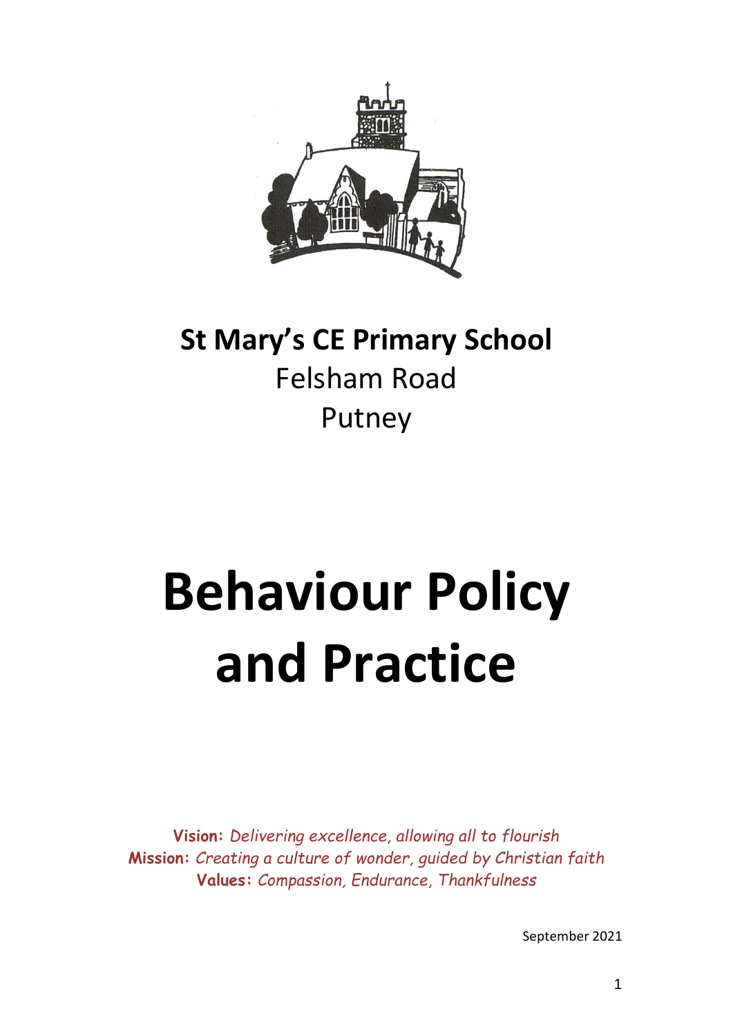**St Mary's CE Primary School**
Felsham Road
Putney

# Behaviour Policy and Practice

**Vision:** *Delivering excellence, allowing all to flourish*
**Mission:** *Creating a culture of wonder, guided by Christian faith*
**Values:** *Compassion, Endurance, Thankfulness*

September 2021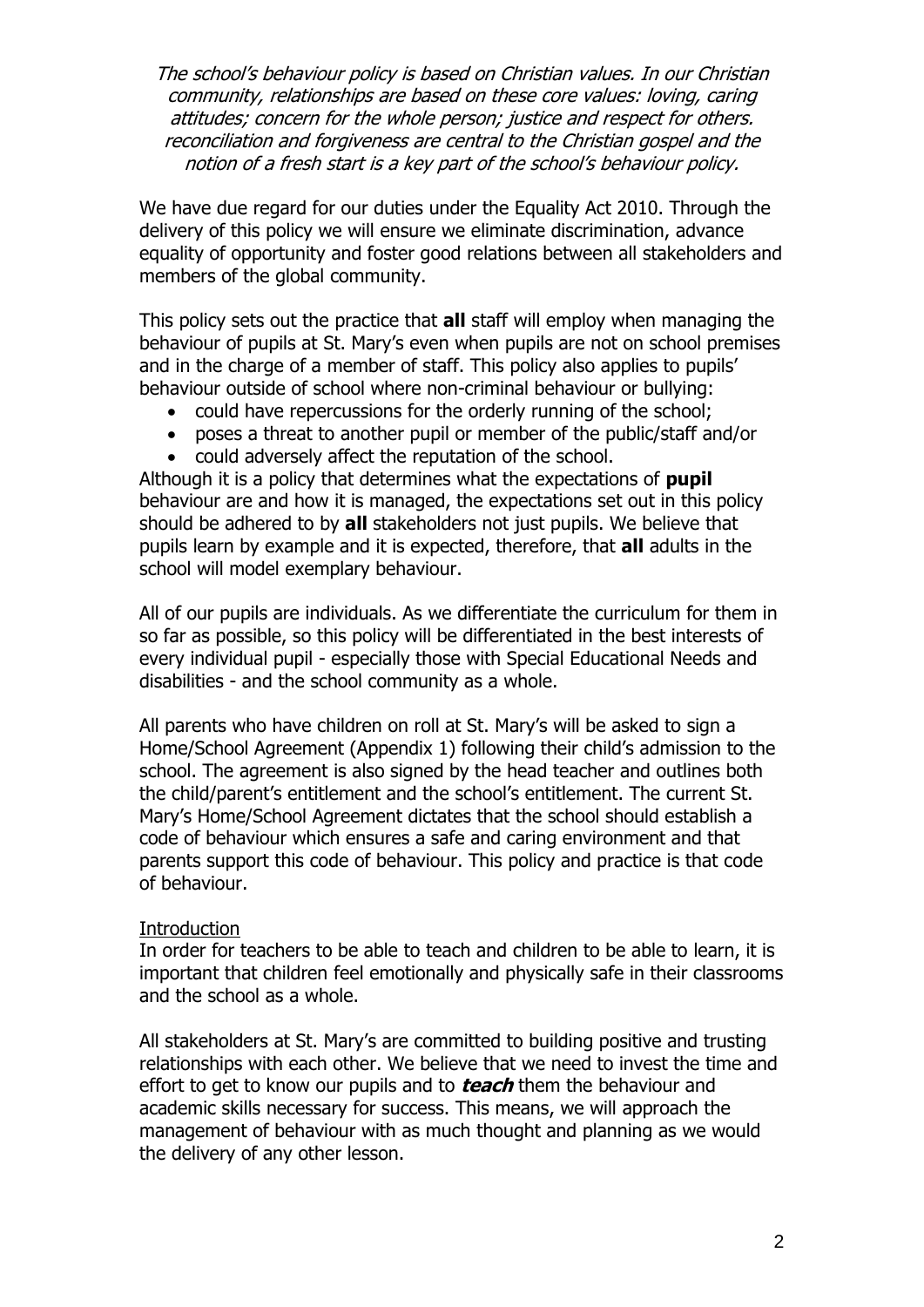*The school's behaviour policy is based on Christian values. In our Christian community, relationships are based on these core values: loving, caring attitudes; concern for the whole person; justice and respect for others. reconciliation and forgiveness are central to the Christian gospel and the notion of a fresh start is a key part of the school's behaviour policy.*

We have due regard for our duties under the Equality Act 2010. Through the delivery of this policy we will ensure we eliminate discrimination, advance equality of opportunity and foster good relations between all stakeholders and members of the global community.

This policy sets out the practice that **all** staff will employ when managing the behaviour of pupils at St. Mary's even when pupils are not on school premises and in the charge of a member of staff. This policy also applies to pupils' behaviour outside of school where non-criminal behaviour or bullying:

- could have repercussions for the orderly running of the school;
- poses a threat to another pupil or member of the public/staff and/or
- could adversely affect the reputation of the school.

Although it is a policy that determines what the expectations of **pupil** behaviour are and how it is managed, the expectations set out in this policy should be adhered to by **all** stakeholders not just pupils. We believe that pupils learn by example and it is expected, therefore, that **all** adults in the school will model exemplary behaviour.

All of our pupils are individuals. As we differentiate the curriculum for them in so far as possible, so this policy will be differentiated in the best interests of every individual pupil - especially those with Special Educational Needs and disabilities - and the school community as a whole.

All parents who have children on roll at St. Mary's will be asked to sign a Home/School Agreement (Appendix 1) following their child's admission to the school. The agreement is also signed by the head teacher and outlines both the child/parent's entitlement and the school's entitlement. The current St. Mary's Home/School Agreement dictates that the school should establish a code of behaviour which ensures a safe and caring environment and that parents support this code of behaviour. This policy and practice is that code of behaviour.

## Introduction

In order for teachers to be able to teach and children to be able to learn, it is important that children feel emotionally and physically safe in their classrooms and the school as a whole.

All stakeholders at St. Mary's are committed to building positive and trusting relationships with each other. We believe that we need to invest the time and effort to get to know our pupils and to ***teach*** them the behaviour and academic skills necessary for success. This means, we will approach the management of behaviour with as much thought and planning as we would the delivery of any other lesson.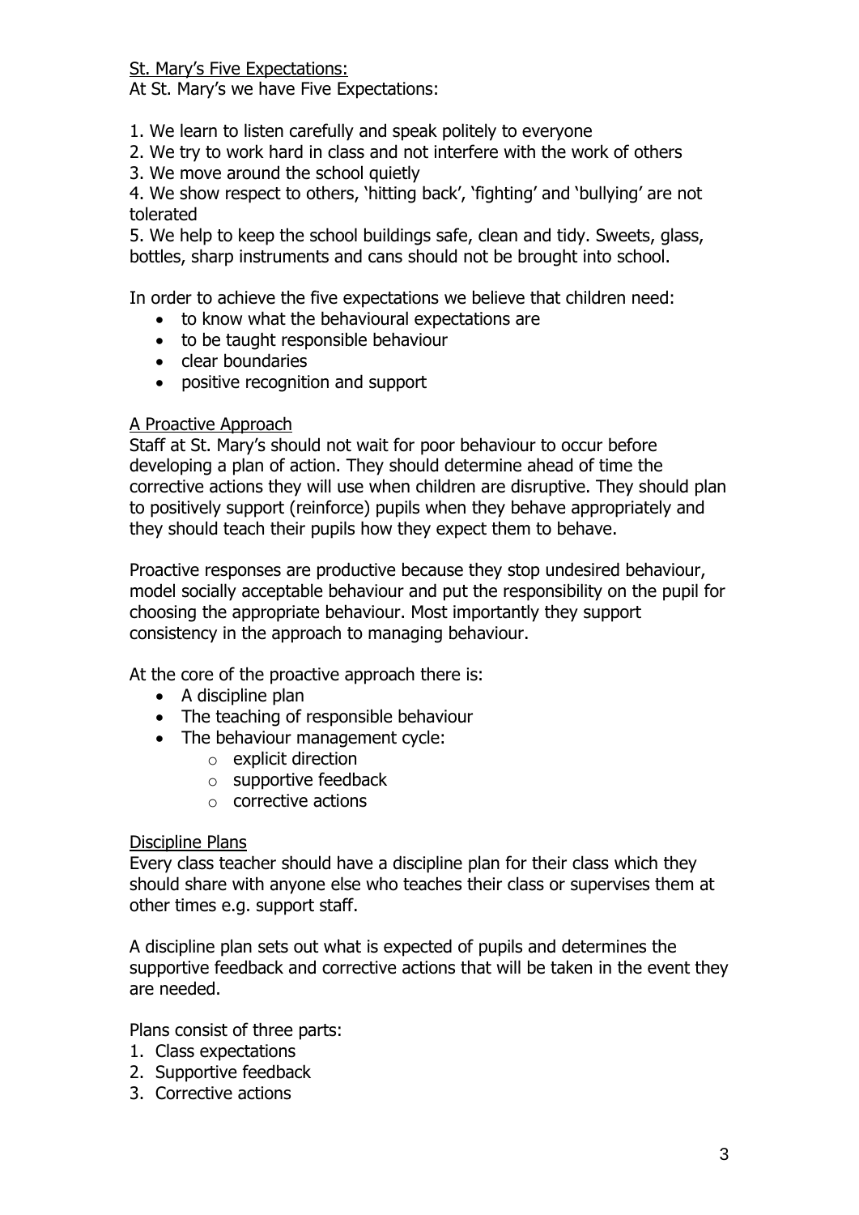St. Mary's Five Expectations:

At St. Mary's we have Five Expectations:

1. We learn to listen carefully and speak politely to everyone
2. We try to work hard in class and not interfere with the work of others
3. We move around the school quietly
4. We show respect to others, 'hitting back', 'fighting' and 'bullying' are not tolerated
5. We help to keep the school buildings safe, clean and tidy. Sweets, glass, bottles, sharp instruments and cans should not be brought into school.

In order to achieve the five expectations we believe that children need:

- to know what the behavioural expectations are
- to be taught responsible behaviour
- clear boundaries
- positive recognition and support

A Proactive Approach

Staff at St. Mary's should not wait for poor behaviour to occur before developing a plan of action. They should determine ahead of time the corrective actions they will use when children are disruptive. They should plan to positively support (reinforce) pupils when they behave appropriately and they should teach their pupils how they expect them to behave.

Proactive responses are productive because they stop undesired behaviour, model socially acceptable behaviour and put the responsibility on the pupil for choosing the appropriate behaviour. Most importantly they support consistency in the approach to managing behaviour.

At the core of the proactive approach there is:

- A discipline plan
- The teaching of responsible behaviour
- The behaviour management cycle:
    - explicit direction
    - supportive feedback
    - corrective actions

Discipline Plans

Every class teacher should have a discipline plan for their class which they should share with anyone else who teaches their class or supervises them at other times e.g. support staff.

A discipline plan sets out what is expected of pupils and determines the supportive feedback and corrective actions that will be taken in the event they are needed.

Plans consist of three parts:

1. Class expectations
2. Supportive feedback
3. Corrective actions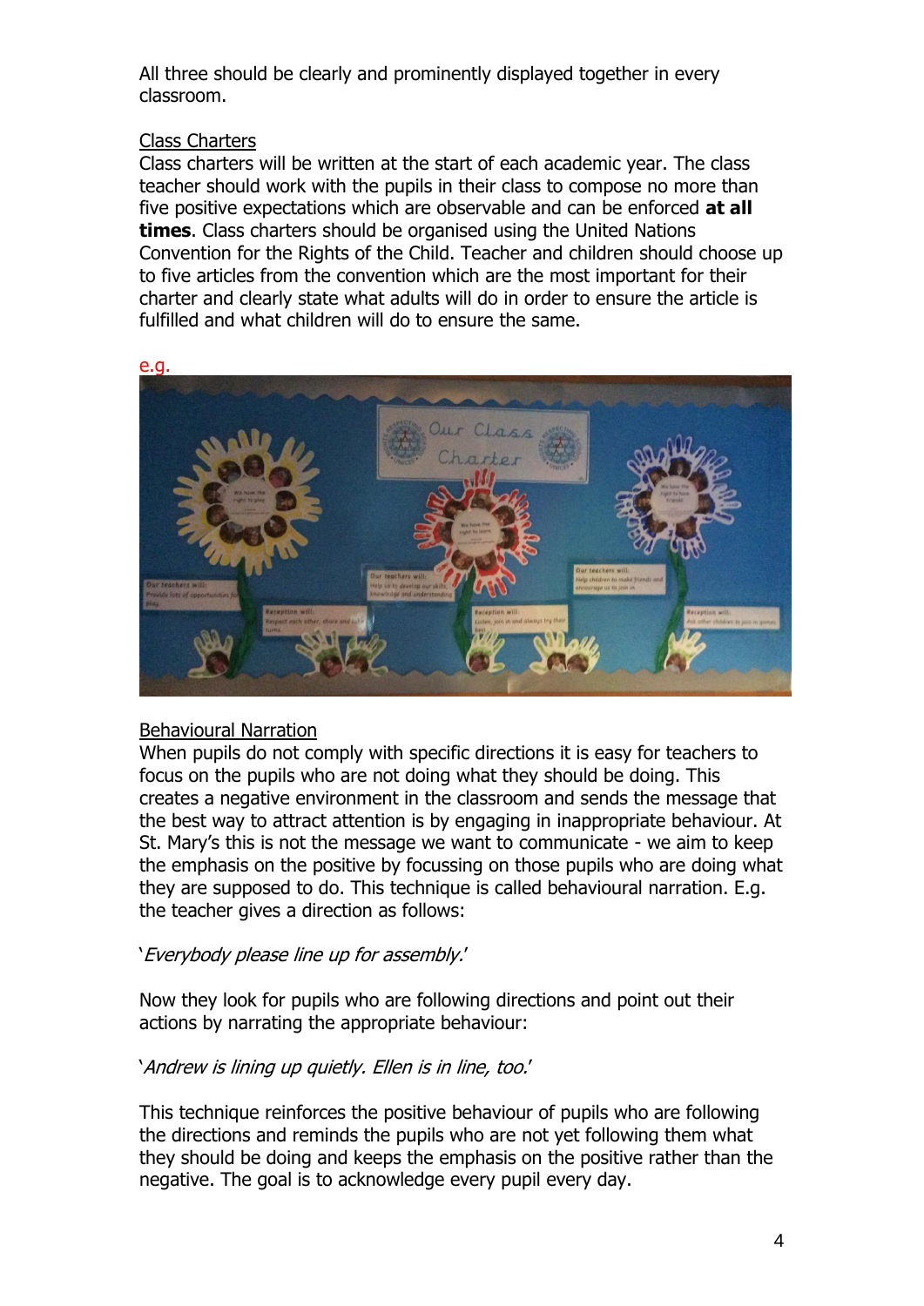All three should be clearly and prominently displayed together in every classroom.

<u>Class Charters</u>

Class charters will be written at the start of each academic year. The class teacher should work with the pupils in their class to compose no more than five positive expectations which are observable and can be enforced **at all times**. Class charters should be organised using the United Nations Convention for the Rights of the Child. Teacher and children should choose up to five articles from the convention which are the most important for their charter and clearly state what adults will do in order to ensure the article is fulfilled and what children will do to ensure the same.

e.g.

<u>Behavioural Narration</u>

When pupils do not comply with specific directions it is easy for teachers to focus on the pupils who are not doing what they should be doing. This creates a negative environment in the classroom and sends the message that the best way to attract attention is by engaging in inappropriate behaviour. At St. Mary's this is not the message we want to communicate - we aim to keep the emphasis on the positive by focussing on those pupils who are doing what they are supposed to do. This technique is called behavioural narration. E.g. the teacher gives a direction as follows:

'*Everybody please line up for assembly.*'

Now they look for pupils who are following directions and point out their actions by narrating the appropriate behaviour:

'*Andrew is lining up quietly. Ellen is in line, too.*'

This technique reinforces the positive behaviour of pupils who are following the directions and reminds the pupils who are not yet following them what they should be doing and keeps the emphasis on the positive rather than the negative. The goal is to acknowledge every pupil every day.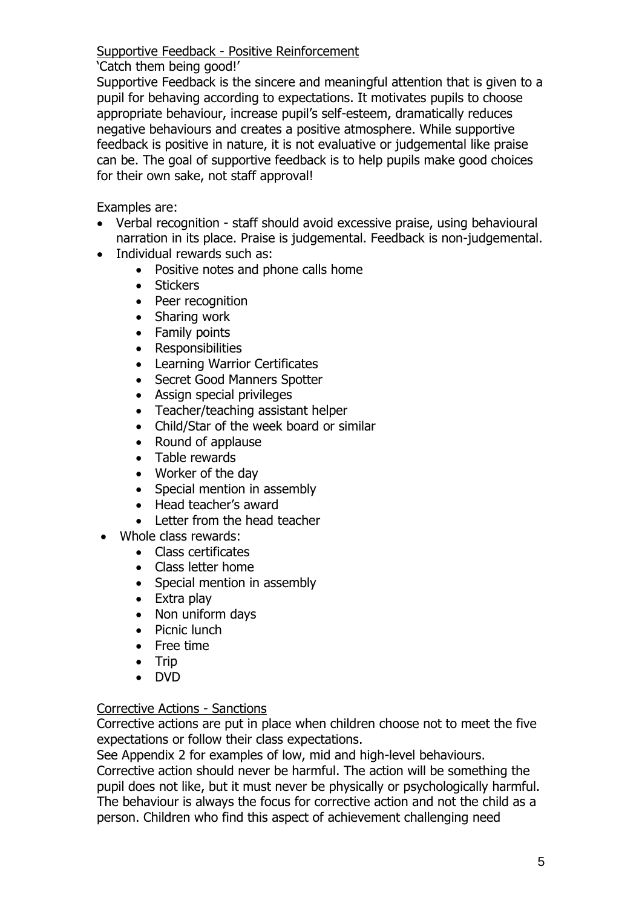Supportive Feedback - Positive Reinforcement

'Catch them being good!'

Supportive Feedback is the sincere and meaningful attention that is given to a pupil for behaving according to expectations. It motivates pupils to choose appropriate behaviour, increase pupil's self-esteem, dramatically reduces negative behaviours and creates a positive atmosphere. While supportive feedback is positive in nature, it is not evaluative or judgemental like praise can be. The goal of supportive feedback is to help pupils make good choices for their own sake, not staff approval!

Examples are:

- Verbal recognition - staff should avoid excessive praise, using behavioural narration in its place. Praise is judgemental. Feedback is non-judgemental.
- Individual rewards such as:
  - Positive notes and phone calls home
  - Stickers
  - Peer recognition
  - Sharing work
  - Family points
  - Responsibilities
  - Learning Warrior Certificates
  - Secret Good Manners Spotter
  - Assign special privileges
  - Teacher/teaching assistant helper
  - Child/Star of the week board or similar
  - Round of applause
  - Table rewards
  - Worker of the day
  - Special mention in assembly
  - Head teacher's award
  - Letter from the head teacher
- Whole class rewards:
  - Class certificates
  - Class letter home
  - Special mention in assembly
  - Extra play
  - Non uniform days
  - Picnic lunch
  - Free time
  - Trip
  - DVD

Corrective Actions - Sanctions

Corrective actions are put in place when children choose not to meet the five expectations or follow their class expectations.

See Appendix 2 for examples of low, mid and high-level behaviours.

Corrective action should never be harmful. The action will be something the pupil does not like, but it must never be physically or psychologically harmful. The behaviour is always the focus for corrective action and not the child as a person. Children who find this aspect of achievement challenging need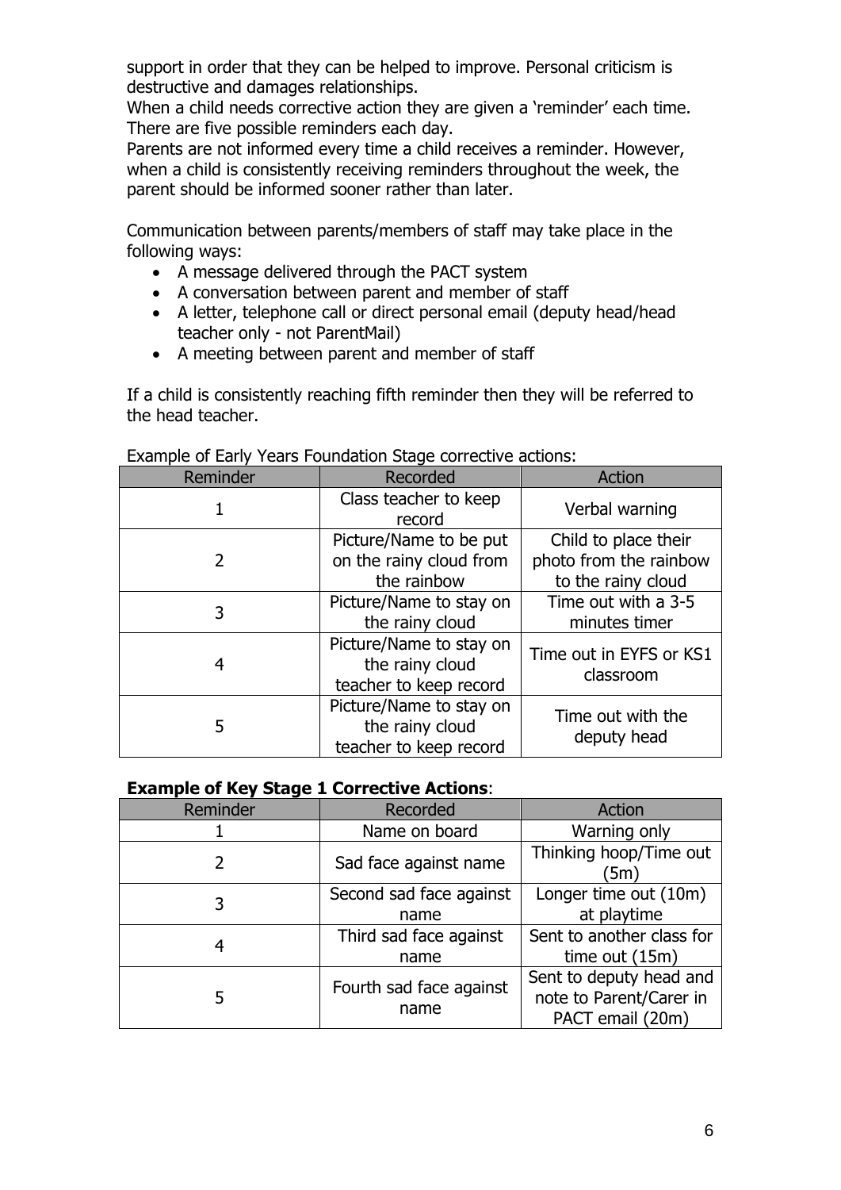support in order that they can be helped to improve. Personal criticism is destructive and damages relationships.
When a child needs corrective action they are given a 'reminder' each time. There are five possible reminders each day.
Parents are not informed every time a child receives a reminder. However, when a child is consistently receiving reminders throughout the week, the parent should be informed sooner rather than later.

Communication between parents/members of staff may take place in the following ways:

- A message delivered through the PACT system
- A conversation between parent and member of staff
- A letter, telephone call or direct personal email (deputy head/head teacher only - not ParentMail)
- A meeting between parent and member of staff

If a child is consistently reaching fifth reminder then they will be referred to the head teacher.

Example of Early Years Foundation Stage corrective actions:

| Reminder | Recorded | Action |
|---|---|---|
| 1 | Class teacher to keep record | Verbal warning |
| 2 | Picture/Name to be put on the rainy cloud from the rainbow | Child to place their photo from the rainbow to the rainy cloud |
| 3 | Picture/Name to stay on the rainy cloud | Time out with a 3-5 minutes timer |
| 4 | Picture/Name to stay on the rainy cloud teacher to keep record | Time out in EYFS or KS1 classroom |
| 5 | Picture/Name to stay on the rainy cloud teacher to keep record | Time out with the deputy head |

**Example of Key Stage 1 Corrective Actions**:

| Reminder | Recorded | Action |
|---|---|---|
| 1 | Name on board | Warning only |
| 2 | Sad face against name | Thinking hoop/Time out (5m) |
| 3 | Second sad face against name | Longer time out (10m) at playtime |
| 4 | Third sad face against name | Sent to another class for time out (15m) |
| 5 | Fourth sad face against name | Sent to deputy head and note to Parent/Carer in PACT email (20m) |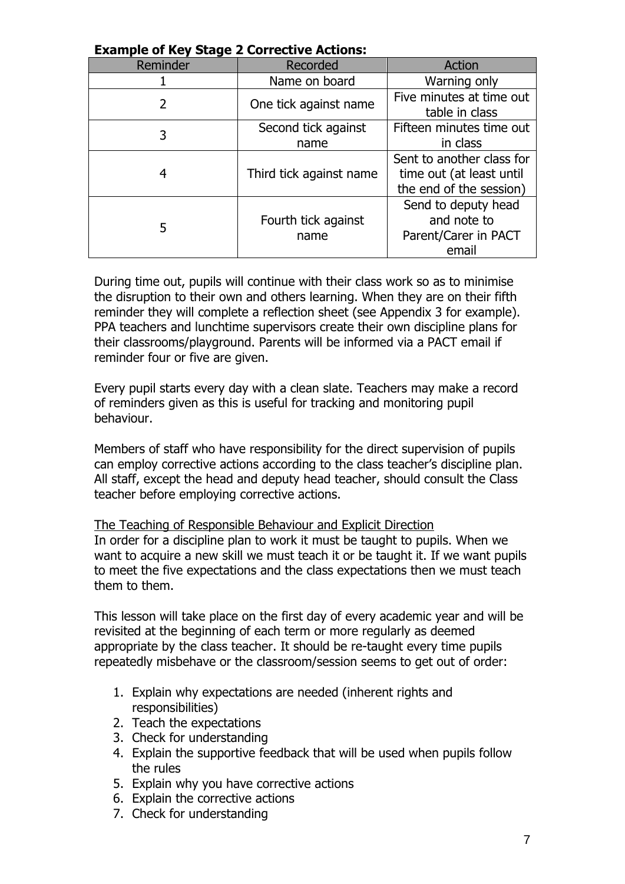**Example of Key Stage 2 Corrective Actions:**

| Reminder | Recorded | Action |
| --- | --- | --- |
| 1 | Name on board | Warning only |
| 2 | One tick against name | Five minutes at time out table in class |
| 3 | Second tick against name | Fifteen minutes time out in class |
| 4 | Third tick against name | Sent to another class for time out (at least until the end of the session) |
| 5 | Fourth tick against name | Send to deputy head and note to Parent/Carer in PACT email |

During time out, pupils will continue with their class work so as to minimise the disruption to their own and others learning. When they are on their fifth reminder they will complete a reflection sheet (see Appendix 3 for example). PPA teachers and lunchtime supervisors create their own discipline plans for their classrooms/playground. Parents will be informed via a PACT email if reminder four or five are given.

Every pupil starts every day with a clean slate. Teachers may make a record of reminders given as this is useful for tracking and monitoring pupil behaviour.

Members of staff who have responsibility for the direct supervision of pupils can employ corrective actions according to the class teacher's discipline plan. All staff, except the head and deputy head teacher, should consult the Class teacher before employing corrective actions.

<u>The Teaching of Responsible Behaviour and Explicit Direction</u>

In order for a discipline plan to work it must be taught to pupils. When we want to acquire a new skill we must teach it or be taught it. If we want pupils to meet the five expectations and the class expectations then we must teach them to them.

This lesson will take place on the first day of every academic year and will be revisited at the beginning of each term or more regularly as deemed appropriate by the class teacher. It should be re-taught every time pupils repeatedly misbehave or the classroom/session seems to get out of order:

1. Explain why expectations are needed (inherent rights and responsibilities)
2. Teach the expectations
3. Check for understanding
4. Explain the supportive feedback that will be used when pupils follow the rules
5. Explain why you have corrective actions
6. Explain the corrective actions
7. Check for understanding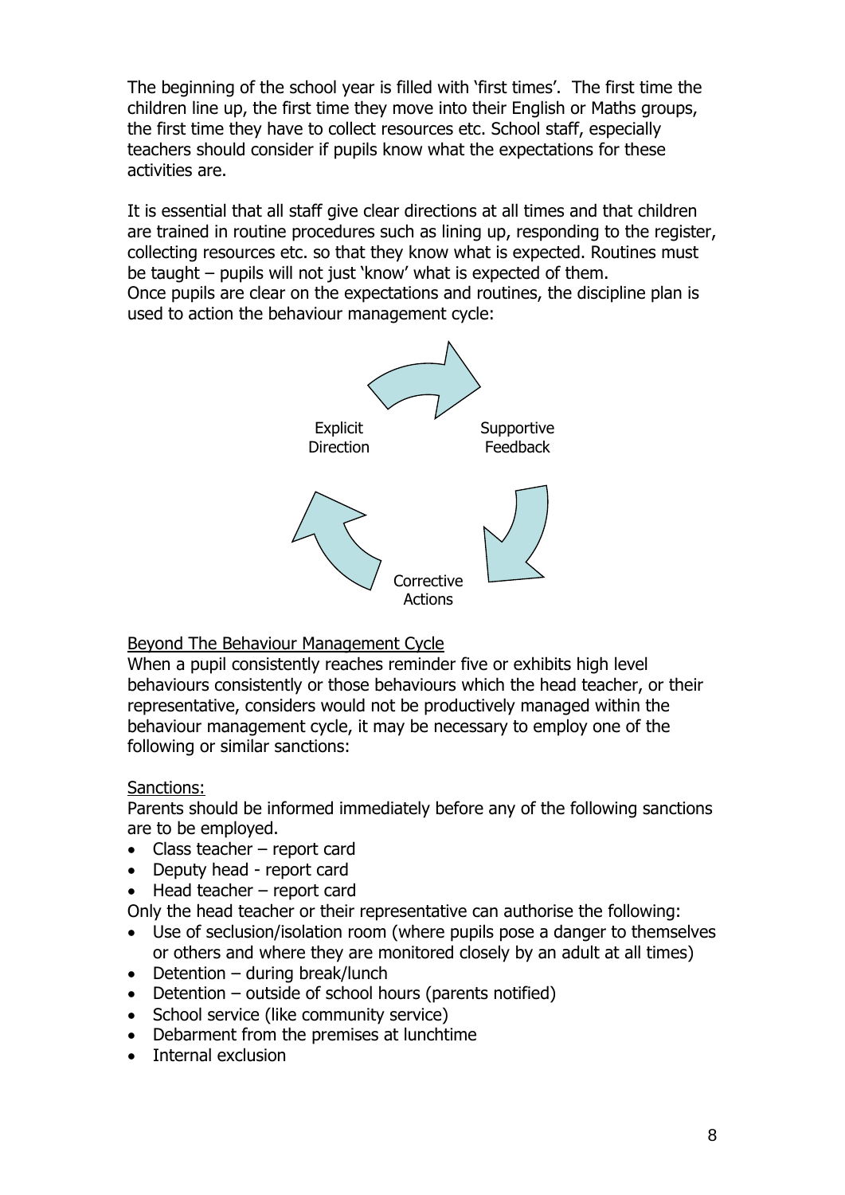The beginning of the school year is filled with 'first times'. The first time the children line up, the first time they move into their English or Maths groups, the first time they have to collect resources etc. School staff, especially teachers should consider if pupils know what the expectations for these activities are.

It is essential that all staff give clear directions at all times and that children are trained in routine procedures such as lining up, responding to the register, collecting resources etc. so that they know what is expected. Routines must be taught – pupils will not just 'know' what is expected of them.
Once pupils are clear on the expectations and routines, the discipline plan is used to action the behaviour management cycle:

Explicit Direction → Supportive Feedback → Corrective Actions

Beyond The Behaviour Management Cycle

When a pupil consistently reaches reminder five or exhibits high level behaviours consistently or those behaviours which the head teacher, or their representative, considers would not be productively managed within the behaviour management cycle, it may be necessary to employ one of the following or similar sanctions:

Sanctions:

Parents should be informed immediately before any of the following sanctions are to be employed.

- Class teacher – report card
- Deputy head - report card
- Head teacher – report card

Only the head teacher or their representative can authorise the following:

- Use of seclusion/isolation room (where pupils pose a danger to themselves or others and where they are monitored closely by an adult at all times)
- Detention – during break/lunch
- Detention – outside of school hours (parents notified)
- School service (like community service)
- Debarment from the premises at lunchtime
- Internal exclusion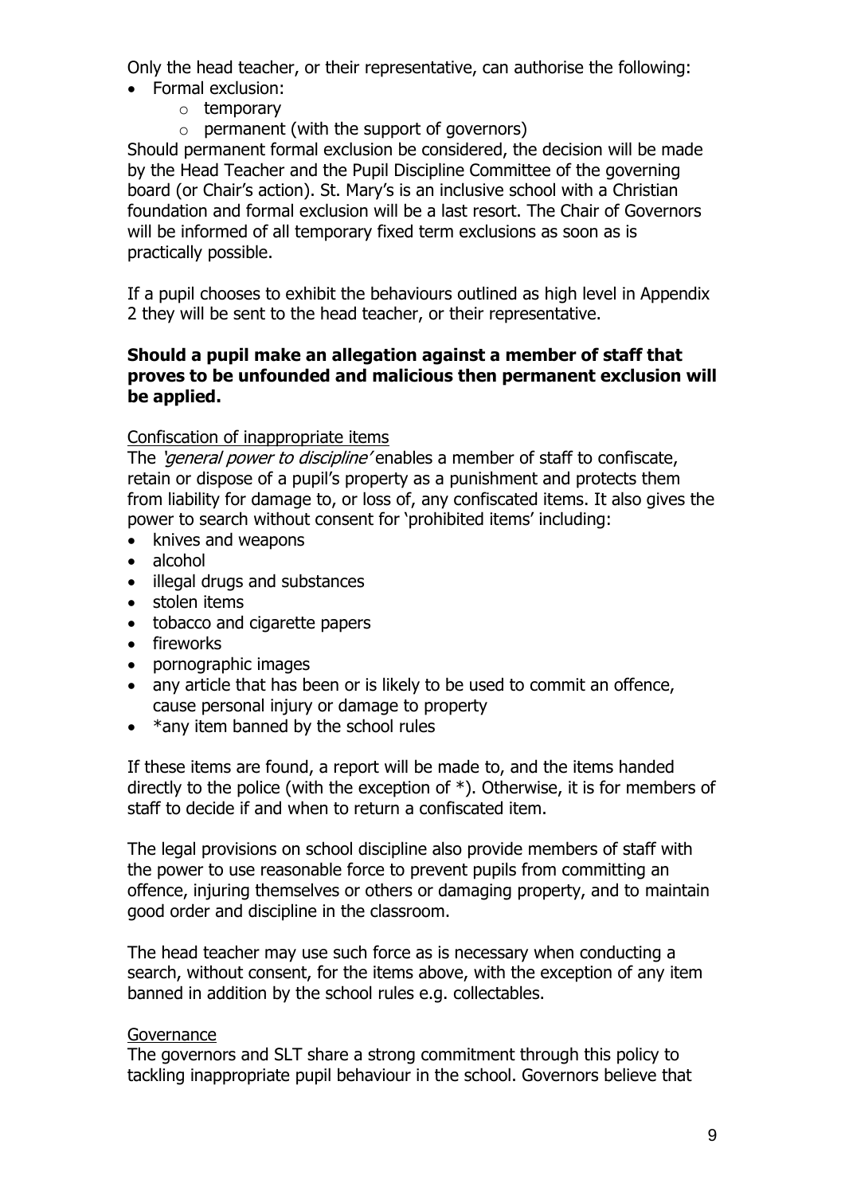Only the head teacher, or their representative, can authorise the following:

- Formal exclusion:
  - temporary
  - permanent (with the support of governors)

Should permanent formal exclusion be considered, the decision will be made by the Head Teacher and the Pupil Discipline Committee of the governing board (or Chair's action). St. Mary's is an inclusive school with a Christian foundation and formal exclusion will be a last resort. The Chair of Governors will be informed of all temporary fixed term exclusions as soon as is practically possible.

If a pupil chooses to exhibit the behaviours outlined as high level in Appendix 2 they will be sent to the head teacher, or their representative.

**Should a pupil make an allegation against a member of staff that proves to be unfounded and malicious then permanent exclusion will be applied.**

<u>Confiscation of inappropriate items</u>

The *'general power to discipline'* enables a member of staff to confiscate, retain or dispose of a pupil's property as a punishment and protects them from liability for damage to, or loss of, any confiscated items. It also gives the power to search without consent for 'prohibited items' including:

- knives and weapons
- alcohol
- illegal drugs and substances
- stolen items
- tobacco and cigarette papers
- fireworks
- pornographic images
- any article that has been or is likely to be used to commit an offence, cause personal injury or damage to property
- *any item banned by the school rules

If these items are found, a report will be made to, and the items handed directly to the police (with the exception of *). Otherwise, it is for members of staff to decide if and when to return a confiscated item.

The legal provisions on school discipline also provide members of staff with the power to use reasonable force to prevent pupils from committing an offence, injuring themselves or others or damaging property, and to maintain good order and discipline in the classroom.

The head teacher may use such force as is necessary when conducting a search, without consent, for the items above, with the exception of any item banned in addition by the school rules e.g. collectables.

<u>Governance</u>

The governors and SLT share a strong commitment through this policy to tackling inappropriate pupil behaviour in the school. Governors believe that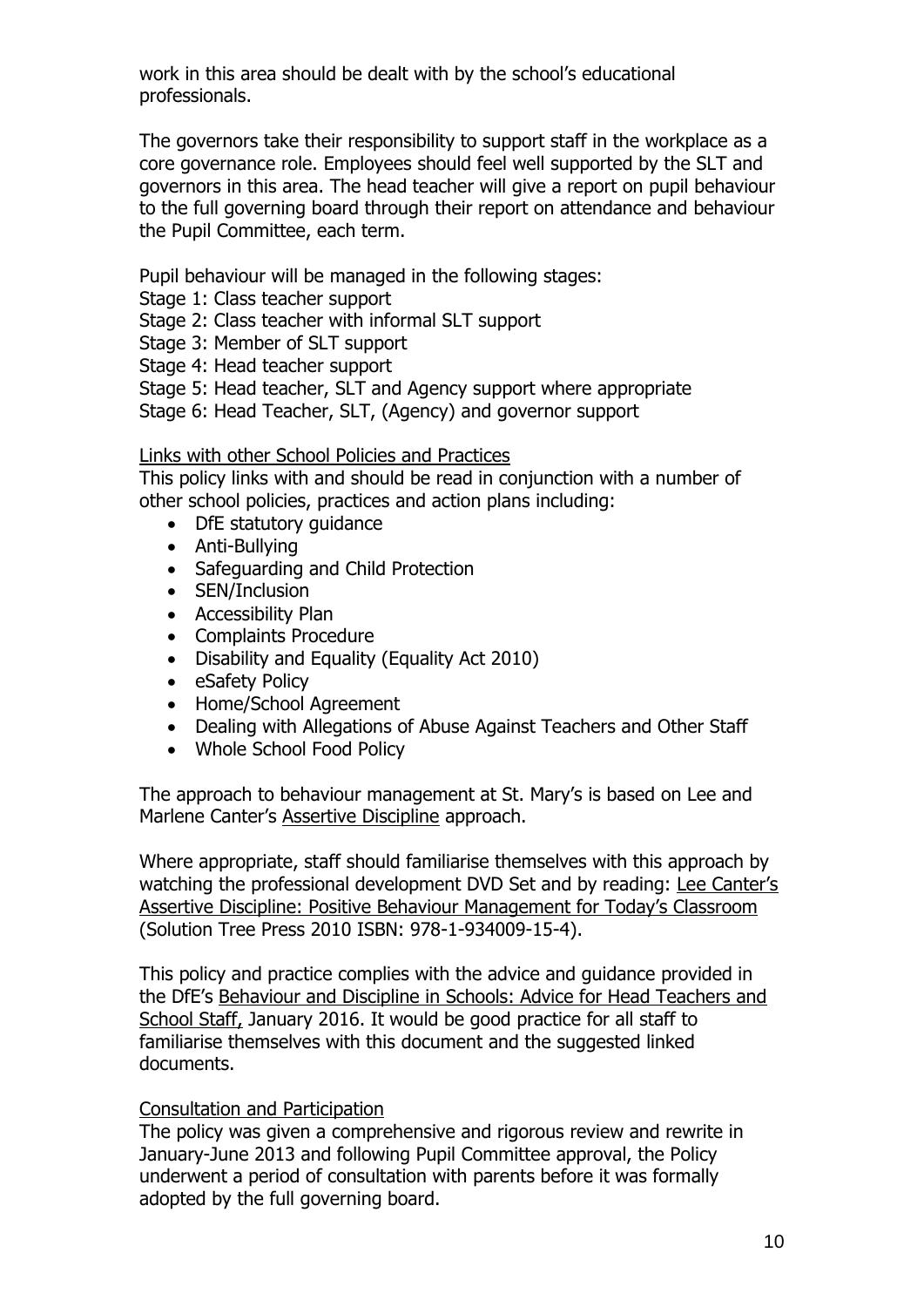work in this area should be dealt with by the school's educational professionals.

The governors take their responsibility to support staff in the workplace as a core governance role. Employees should feel well supported by the SLT and governors in this area. The head teacher will give a report on pupil behaviour to the full governing board through their report on attendance and behaviour the Pupil Committee, each term.

Pupil behaviour will be managed in the following stages:
Stage 1: Class teacher support
Stage 2: Class teacher with informal SLT support
Stage 3: Member of SLT support
Stage 4: Head teacher support
Stage 5: Head teacher, SLT and Agency support where appropriate
Stage 6: Head Teacher, SLT, (Agency) and governor support

Links with other School Policies and Practices

This policy links with and should be read in conjunction with a number of other school policies, practices and action plans including:

- DfE statutory guidance
- Anti-Bullying
- Safeguarding and Child Protection
- SEN/Inclusion
- Accessibility Plan
- Complaints Procedure
- Disability and Equality (Equality Act 2010)
- eSafety Policy
- Home/School Agreement
- Dealing with Allegations of Abuse Against Teachers and Other Staff
- Whole School Food Policy

The approach to behaviour management at St. Mary's is based on Lee and Marlene Canter's Assertive Discipline approach.

Where appropriate, staff should familiarise themselves with this approach by watching the professional development DVD Set and by reading: Lee Canter's Assertive Discipline: Positive Behaviour Management for Today's Classroom (Solution Tree Press 2010 ISBN: 978-1-934009-15-4).

This policy and practice complies with the advice and guidance provided in the DfE's Behaviour and Discipline in Schools: Advice for Head Teachers and School Staff, January 2016. It would be good practice for all staff to familiarise themselves with this document and the suggested linked documents.

Consultation and Participation

The policy was given a comprehensive and rigorous review and rewrite in January-June 2013 and following Pupil Committee approval, the Policy underwent a period of consultation with parents before it was formally adopted by the full governing board.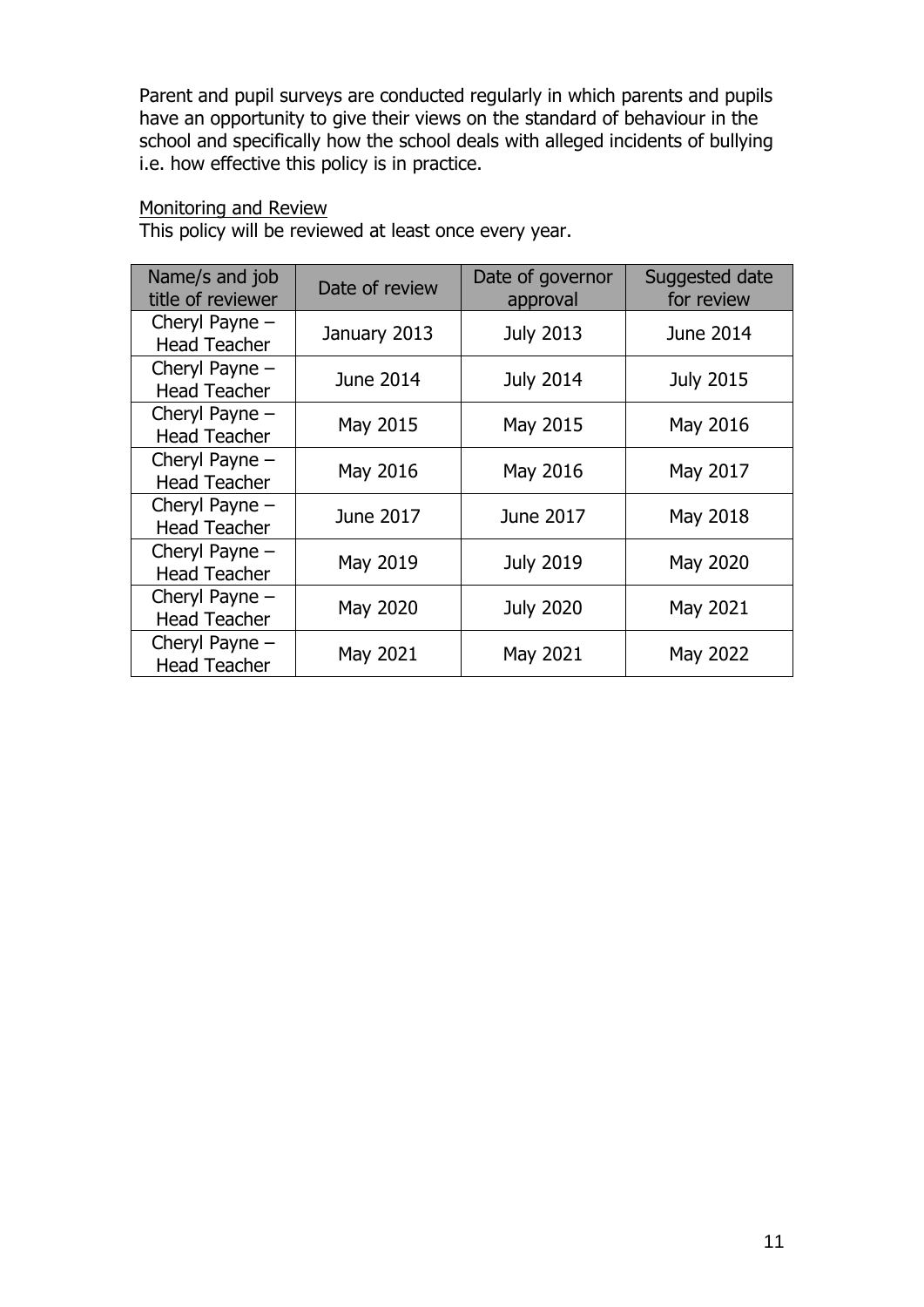Parent and pupil surveys are conducted regularly in which parents and pupils have an opportunity to give their views on the standard of behaviour in the school and specifically how the school deals with alleged incidents of bullying i.e. how effective this policy is in practice.

Monitoring and Review

This policy will be reviewed at least once every year.

| Name/s and job title of reviewer | Date of review | Date of governor approval | Suggested date for review |
|---|---|---|---|
| Cheryl Payne – Head Teacher | January 2013 | July 2013 | June 2014 |
| Cheryl Payne – Head Teacher | June 2014 | July 2014 | July 2015 |
| Cheryl Payne – Head Teacher | May 2015 | May 2015 | May 2016 |
| Cheryl Payne – Head Teacher | May 2016 | May 2016 | May 2017 |
| Cheryl Payne – Head Teacher | June 2017 | June 2017 | May 2018 |
| Cheryl Payne – Head Teacher | May 2019 | July 2019 | May 2020 |
| Cheryl Payne – Head Teacher | May 2020 | July 2020 | May 2021 |
| Cheryl Payne – Head Teacher | May 2021 | May 2021 | May 2022 |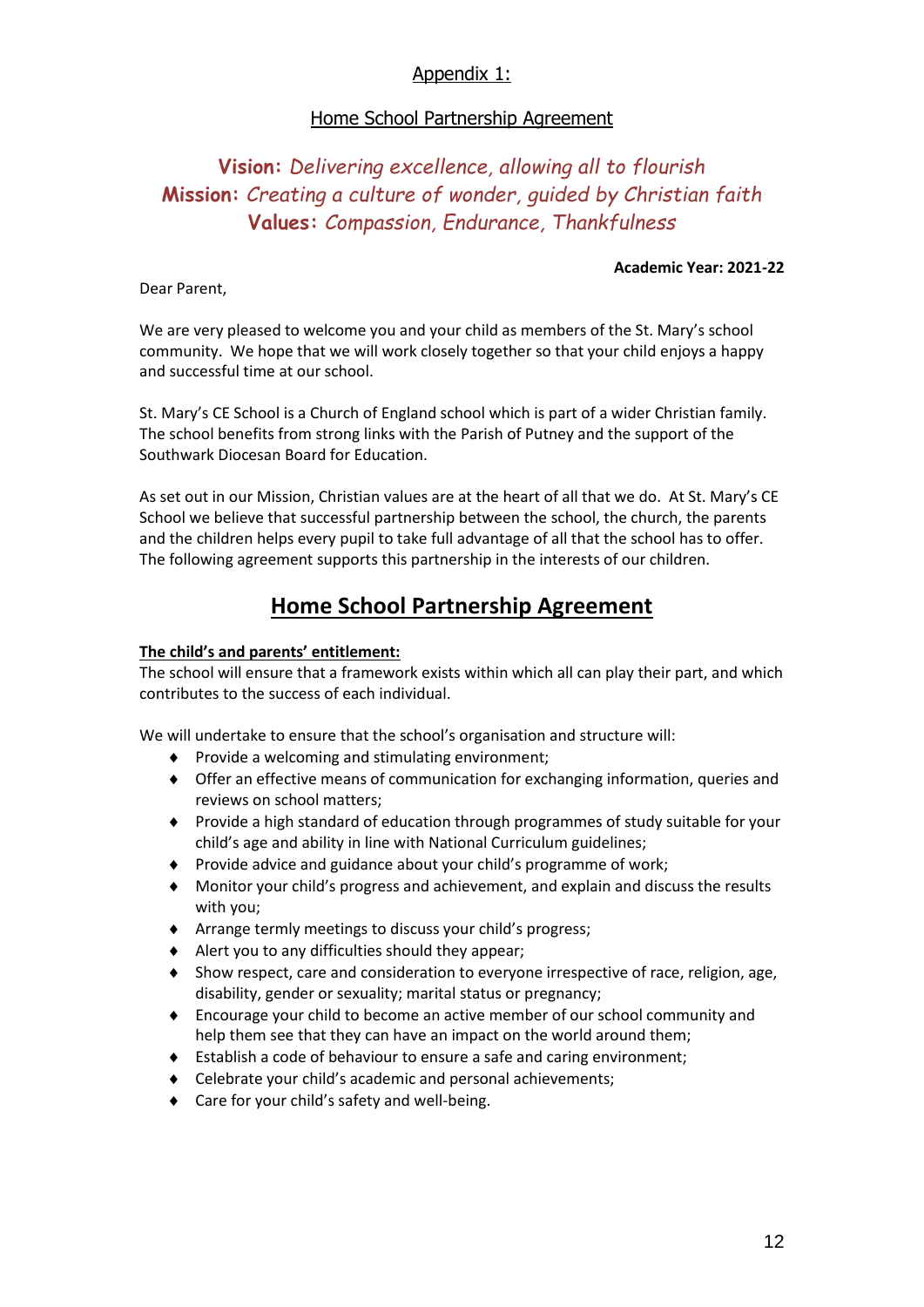## Appendix 1:

### Home School Partnership Agreement

**Vision:** *Delivering excellence, allowing all to flourish*
**Mission:** *Creating a culture of wonder, guided by Christian faith*
**Values:** *Compassion, Endurance, Thankfulness*

**Academic Year: 2021-22**

Dear Parent,

We are very pleased to welcome you and your child as members of the St. Mary's school community. We hope that we will work closely together so that your child enjoys a happy and successful time at our school.

St. Mary's CE School is a Church of England school which is part of a wider Christian family. The school benefits from strong links with the Parish of Putney and the support of the Southwark Diocesan Board for Education.

As set out in our Mission, Christian values are at the heart of all that we do. At St. Mary's CE School we believe that successful partnership between the school, the church, the parents and the children helps every pupil to take full advantage of all that the school has to offer. The following agreement supports this partnership in the interests of our children.

## Home School Partnership Agreement

**The child's and parents' entitlement:**

The school will ensure that a framework exists within which all can play their part, and which contributes to the success of each individual.

We will undertake to ensure that the school's organisation and structure will:

- Provide a welcoming and stimulating environment;
- Offer an effective means of communication for exchanging information, queries and reviews on school matters;
- Provide a high standard of education through programmes of study suitable for your child's age and ability in line with National Curriculum guidelines;
- Provide advice and guidance about your child's programme of work;
- Monitor your child's progress and achievement, and explain and discuss the results with you;
- Arrange termly meetings to discuss your child's progress;
- Alert you to any difficulties should they appear;
- Show respect, care and consideration to everyone irrespective of race, religion, age, disability, gender or sexuality; marital status or pregnancy;
- Encourage your child to become an active member of our school community and help them see that they can have an impact on the world around them;
- Establish a code of behaviour to ensure a safe and caring environment;
- Celebrate your child's academic and personal achievements;
- Care for your child's safety and well-being.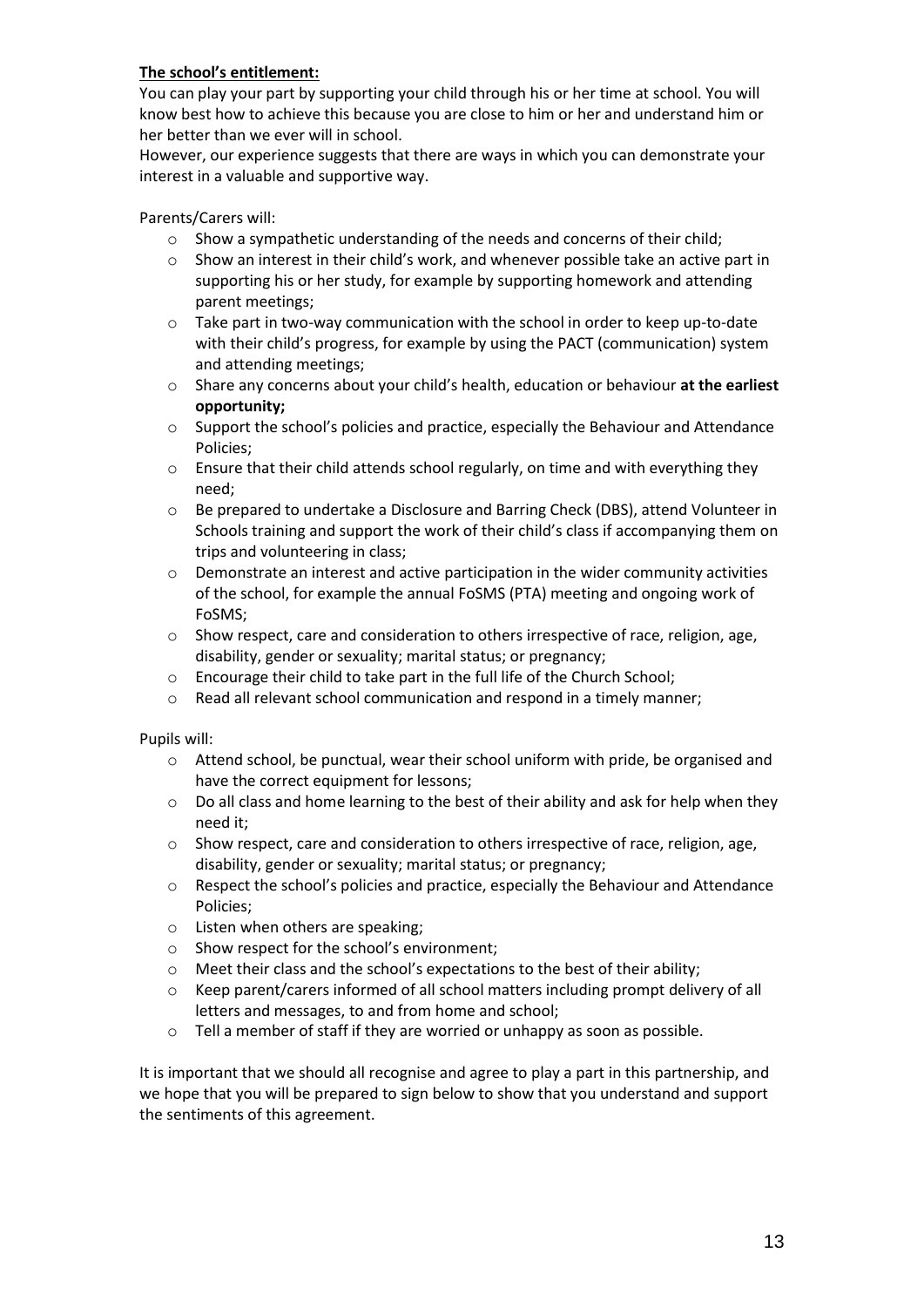**The school's entitlement:**

You can play your part by supporting your child through his or her time at school. You will know best how to achieve this because you are close to him or her and understand him or her better than we ever will in school.

However, our experience suggests that there are ways in which you can demonstrate your interest in a valuable and supportive way.

Parents/Carers will:

- Show a sympathetic understanding of the needs and concerns of their child;
- Show an interest in their child's work, and whenever possible take an active part in supporting his or her study, for example by supporting homework and attending parent meetings;
- Take part in two-way communication with the school in order to keep up-to-date with their child's progress, for example by using the PACT (communication) system and attending meetings;
- Share any concerns about your child's health, education or behaviour **at the earliest opportunity;**
- Support the school's policies and practice, especially the Behaviour and Attendance Policies;
- Ensure that their child attends school regularly, on time and with everything they need;
- Be prepared to undertake a Disclosure and Barring Check (DBS), attend Volunteer in Schools training and support the work of their child's class if accompanying them on trips and volunteering in class;
- Demonstrate an interest and active participation in the wider community activities of the school, for example the annual FoSMS (PTA) meeting and ongoing work of FoSMS;
- Show respect, care and consideration to others irrespective of race, religion, age, disability, gender or sexuality; marital status; or pregnancy;
- Encourage their child to take part in the full life of the Church School;
- Read all relevant school communication and respond in a timely manner;

Pupils will:

- Attend school, be punctual, wear their school uniform with pride, be organised and have the correct equipment for lessons;
- Do all class and home learning to the best of their ability and ask for help when they need it;
- Show respect, care and consideration to others irrespective of race, religion, age, disability, gender or sexuality; marital status; or pregnancy;
- Respect the school's policies and practice, especially the Behaviour and Attendance Policies;
- Listen when others are speaking;
- Show respect for the school's environment;
- Meet their class and the school's expectations to the best of their ability;
- Keep parent/carers informed of all school matters including prompt delivery of all letters and messages, to and from home and school;
- Tell a member of staff if they are worried or unhappy as soon as possible.

It is important that we should all recognise and agree to play a part in this partnership, and we hope that you will be prepared to sign below to show that you understand and support the sentiments of this agreement.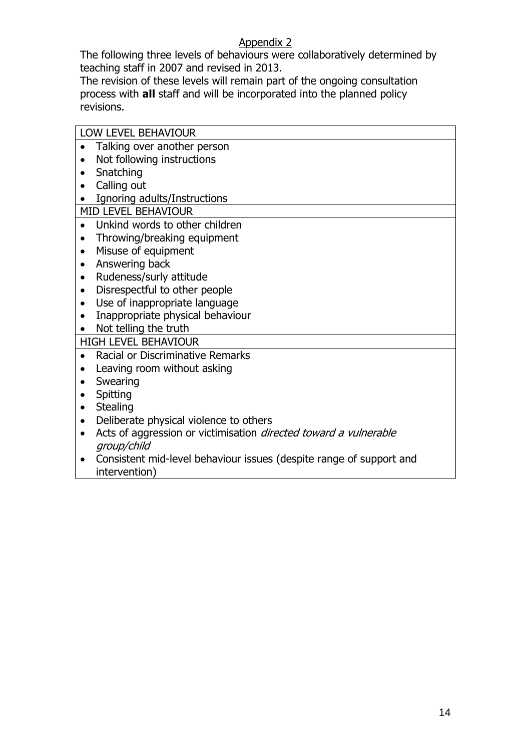## Appendix 2

The following three levels of behaviours were collaboratively determined by teaching staff in 2007 and revised in 2013.
The revision of these levels will remain part of the ongoing consultation process with **all** staff and will be incorporated into the planned policy revisions.

| LOW LEVEL BEHAVIOUR |
|---|
| • Talking over another person<br>• Not following instructions<br>• Snatching<br>• Calling out<br>• Ignoring adults/Instructions |
| MID LEVEL BEHAVIOUR |
| • Unkind words to other children<br>• Throwing/breaking equipment<br>• Misuse of equipment<br>• Answering back<br>• Rudeness/surly attitude<br>• Disrespectful to other people<br>• Use of inappropriate language<br>• Inappropriate physical behaviour<br>• Not telling the truth |
| HIGH LEVEL BEHAVIOUR |
| • Racial or Discriminative Remarks<br>• Leaving room without asking<br>• Swearing<br>• Spitting<br>• Stealing<br>• Deliberate physical violence to others<br>• Acts of aggression or victimisation *directed toward a vulnerable group/child*<br>• Consistent mid-level behaviour issues (despite range of support and intervention) |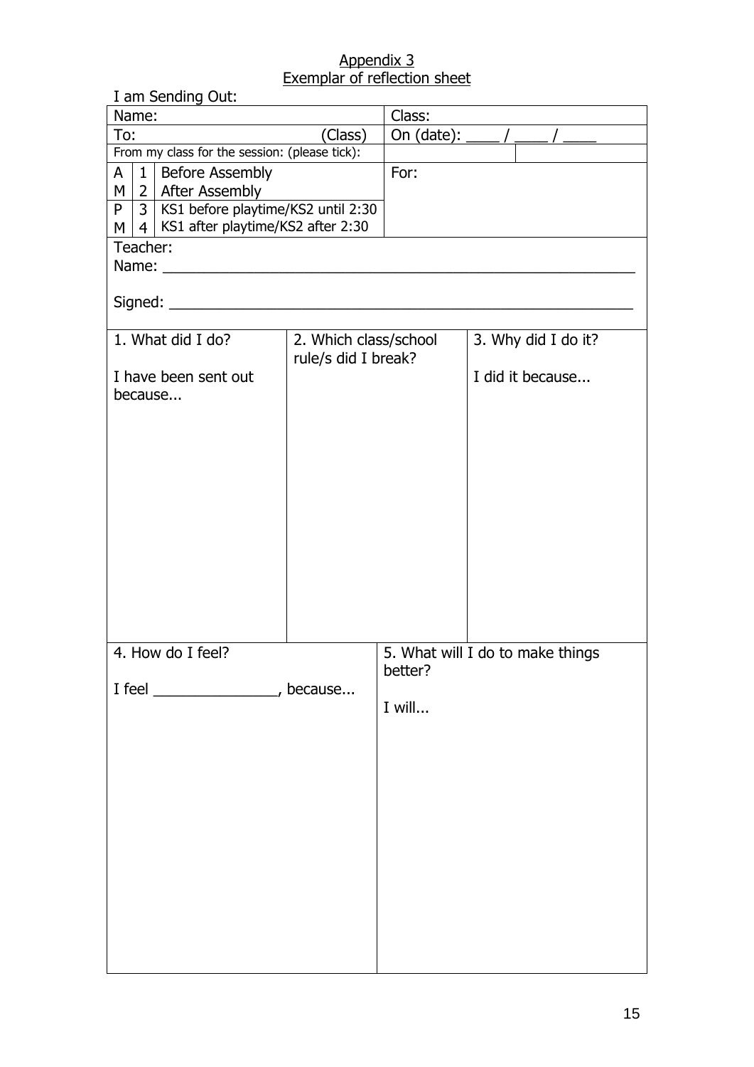Appendix 3

Exemplar of reflection sheet

I am Sending Out:

| | | | |
|---|---|---|---|
| Name: | | Class: | |
| To: | (Class) | On (date): ____ / ____ / ____ | |
| From my class for the session: (please tick): | | | |
| AM 1 | Before Assembly | For: | |
| AM 2 | After Assembly | | |
| PM 3 | KS1 before playtime/KS2 until 2:30 | | |
| PM 4 | KS1 after playtime/KS2 after 2:30 | | |

Teacher:

Name: ____________________________________________________________

Signed: ___________________________________________________________

| 1. What did I do? | 2. Which class/school rule/s did I break? | 3. Why did I do it? |
|---|---|---|
| I have been sent out because... | | I did it because... |

| 4. How do I feel? | 5. What will I do to make things better? |
|---|---|
| I feel ________________, because... | I will... |